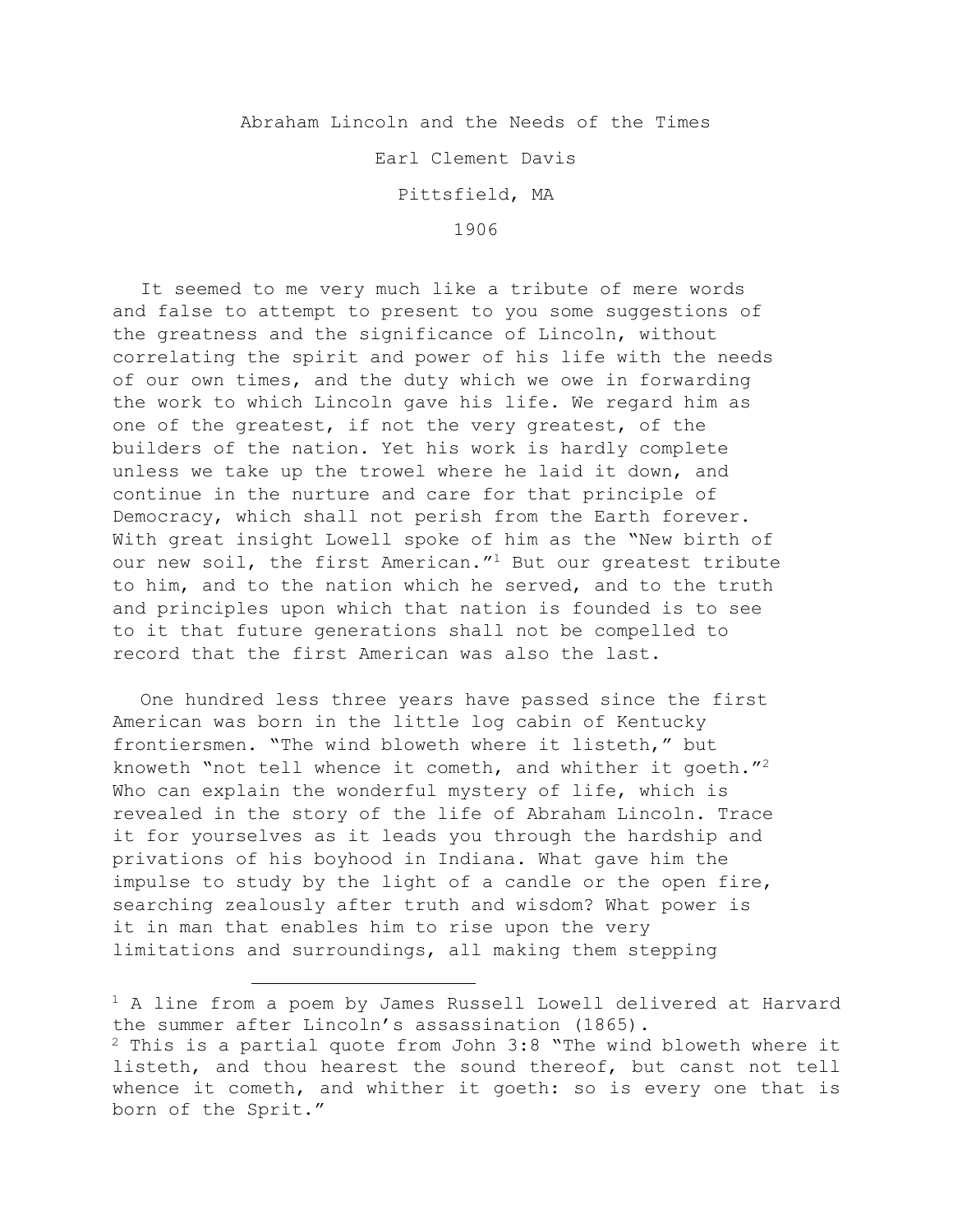# Abraham Lincoln and the Needs of the Times

Earl Clement Davis

Pittsfield, MA

1906

It seemed to me very much like a tribute of mere words and false to attempt to present to you some suggestions of the greatness and the significance of Lincoln, without correlating the spirit and power of his life with the needs of our own times, and the duty which we owe in forwarding the work to which Lincoln gave his life. We regard him as one of the greatest, if not the very greatest, of the builders of the nation. Yet his work is hardly complete unless we take up the trowel where he laid it down, and continue in the nurture and care for that principle of Democracy, which shall not perish from the Earth forever. With great insight Lowell spoke of him as the "New birth of our new soil, the first American."[1] But our greatest tribute to him, and to the nation which he served, and to the truth and principles upon which that nation is founded is to see to it that future generations shall not be compelled to record that the first American was also the last.

One hundred less three years have passed since the first American was born in the little log cabin of Kentucky frontiersmen. "The wind bloweth where it listeth," but knoweth "not tell whence it cometh, and whither it goeth."[2] Who can explain the wonderful mystery of life, which is revealed in the story of the life of Abraham Lincoln. Trace it for yourselves as it leads you through the hardship and privations of his boyhood in Indiana. What gave him the impulse to study by the light of a candle or the open fire, searching zealously after truth and wisdom? What power is it in man that enables him to rise upon the very limitations and surroundings, all making them stepping

---

[1] A line from a poem by James Russell Lowell delivered at Harvard the summer after Lincoln's assassination (1865).

[2] This is a partial quote from John 3:8 "The wind bloweth where it listeth, and thou hearest the sound thereof, but canst not tell whence it cometh, and whither it goeth: so is every one that is born of the Sprit."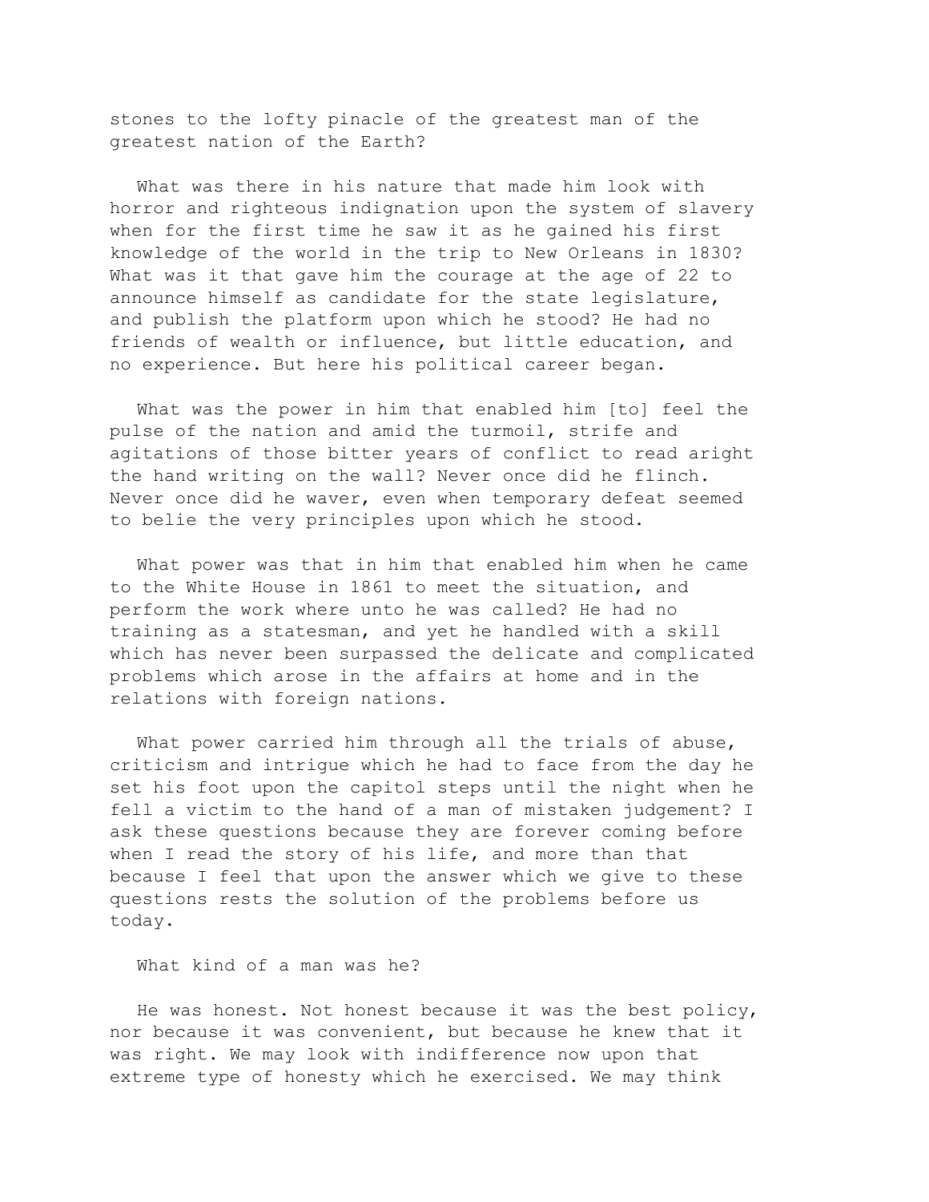stones to the lofty pinacle of the greatest man of the greatest nation of the Earth?

What was there in his nature that made him look with horror and righteous indignation upon the system of slavery when for the first time he saw it as he gained his first knowledge of the world in the trip to New Orleans in 1830? What was it that gave him the courage at the age of 22 to announce himself as candidate for the state legislature, and publish the platform upon which he stood? He had no friends of wealth or influence, but little education, and no experience. But here his political career began.

What was the power in him that enabled him [to] feel the pulse of the nation and amid the turmoil, strife and agitations of those bitter years of conflict to read aright the hand writing on the wall? Never once did he flinch. Never once did he waver, even when temporary defeat seemed to belie the very principles upon which he stood.

What power was that in him that enabled him when he came to the White House in 1861 to meet the situation, and perform the work where unto he was called? He had no training as a statesman, and yet he handled with a skill which has never been surpassed the delicate and complicated problems which arose in the affairs at home and in the relations with foreign nations.

What power carried him through all the trials of abuse, criticism and intrigue which he had to face from the day he set his foot upon the capitol steps until the night when he fell a victim to the hand of a man of mistaken judgement? I ask these questions because they are forever coming before when I read the story of his life, and more than that because I feel that upon the answer which we give to these questions rests the solution of the problems before us today.

What kind of a man was he?

He was honest. Not honest because it was the best policy, nor because it was convenient, but because he knew that it was right. We may look with indifference now upon that extreme type of honesty which he exercised. We may think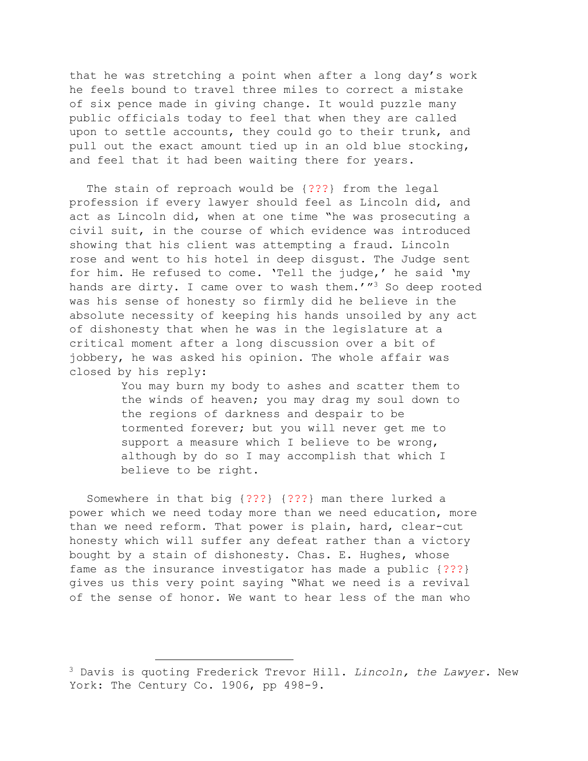that he was stretching a point when after a long day's work he feels bound to travel three miles to correct a mistake of six pence made in giving change. It would puzzle many public officials today to feel that when they are called upon to settle accounts, they could go to their trunk, and pull out the exact amount tied up in an old blue stocking, and feel that it had been waiting there for years.

The stain of reproach would be {???} from the legal profession if every lawyer should feel as Lincoln did, and act as Lincoln did, when at one time "he was prosecuting a civil suit, in the course of which evidence was introduced showing that his client was attempting a fraud. Lincoln rose and went to his hotel in deep disgust. The Judge sent for him. He refused to come. 'Tell the judge,' he said 'my hands are dirty. I came over to wash them.'"[3] So deep rooted was his sense of honesty so firmly did he believe in the absolute necessity of keeping his hands unsoiled by any act of dishonesty that when he was in the legislature at a critical moment after a long discussion over a bit of jobbery, he was asked his opinion. The whole affair was closed by his reply:

> You may burn my body to ashes and scatter them to the winds of heaven; you may drag my soul down to the regions of darkness and despair to be tormented forever; but you will never get me to support a measure which I believe to be wrong, although by do so I may accomplish that which I believe to be right.

Somewhere in that big {???} {???} man there lurked a power which we need today more than we need education, more than we need reform. That power is plain, hard, clear-cut honesty which will suffer any defeat rather than a victory bought by a stain of dishonesty. Chas. E. Hughes, whose fame as the insurance investigator has made a public {???} gives us this very point saying "What we need is a revival of the sense of honor. We want to hear less of the man who

---

[3] Davis is quoting Frederick Trevor Hill. *Lincoln, the Lawyer.* New York: The Century Co. 1906, pp 498-9.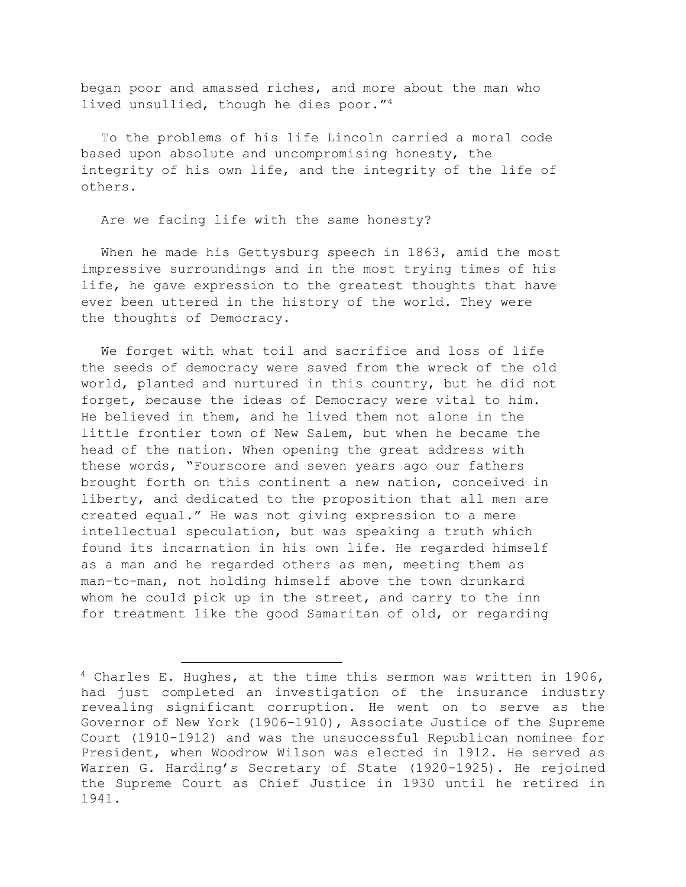began poor and amassed riches, and more about the man who lived unsullied, though he dies poor."[4]

To the problems of his life Lincoln carried a moral code based upon absolute and uncompromising honesty, the integrity of his own life, and the integrity of the life of others.

Are we facing life with the same honesty?

When he made his Gettysburg speech in 1863, amid the most impressive surroundings and in the most trying times of his life, he gave expression to the greatest thoughts that have ever been uttered in the history of the world. They were the thoughts of Democracy.

We forget with what toil and sacrifice and loss of life the seeds of democracy were saved from the wreck of the old world, planted and nurtured in this country, but he did not forget, because the ideas of Democracy were vital to him. He believed in them, and he lived them not alone in the little frontier town of New Salem, but when he became the head of the nation. When opening the great address with these words, "Fourscore and seven years ago our fathers brought forth on this continent a new nation, conceived in liberty, and dedicated to the proposition that all men are created equal." He was not giving expression to a mere intellectual speculation, but was speaking a truth which found its incarnation in his own life. He regarded himself as a man and he regarded others as men, meeting them as man-to-man, not holding himself above the town drunkard whom he could pick up in the street, and carry to the inn for treatment like the good Samaritan of old, or regarding

---

[4] Charles E. Hughes, at the time this sermon was written in 1906, had just completed an investigation of the insurance industry revealing significant corruption. He went on to serve as the Governor of New York (1906-1910), Associate Justice of the Supreme Court (1910-1912) and was the unsuccessful Republican nominee for President, when Woodrow Wilson was elected in 1912. He served as Warren G. Harding's Secretary of State (1920-1925). He rejoined the Supreme Court as Chief Justice in 1930 until he retired in 1941.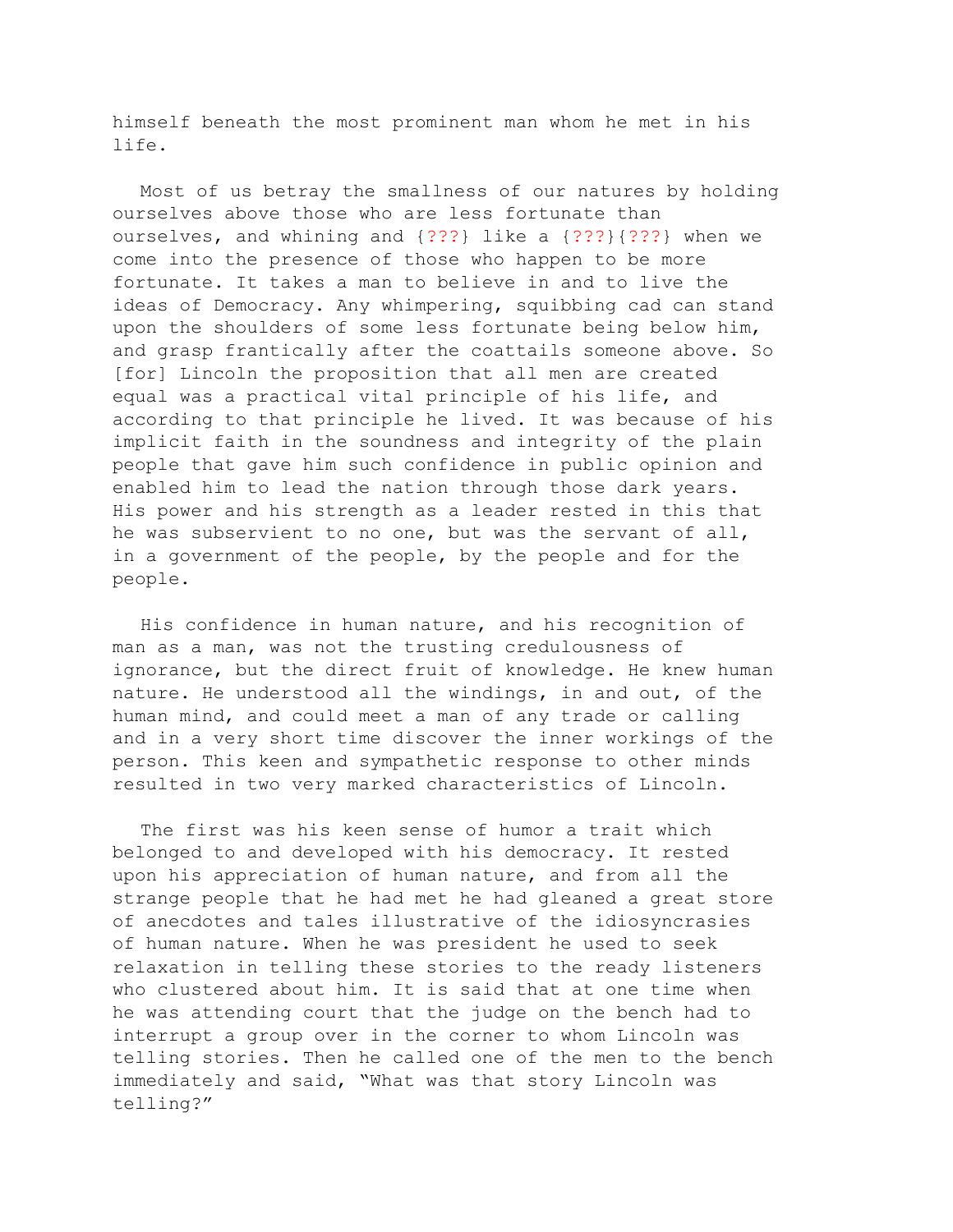himself beneath the most prominent man whom he met in his life.

Most of us betray the smallness of our natures by holding ourselves above those who are less fortunate than ourselves, and whining and {???} like a {???}{???} when we come into the presence of those who happen to be more fortunate. It takes a man to believe in and to live the ideas of Democracy. Any whimpering, squibbing cad can stand upon the shoulders of some less fortunate being below him, and grasp frantically after the coattails someone above. So [for] Lincoln the proposition that all men are created equal was a practical vital principle of his life, and according to that principle he lived. It was because of his implicit faith in the soundness and integrity of the plain people that gave him such confidence in public opinion and enabled him to lead the nation through those dark years. His power and his strength as a leader rested in this that he was subservient to no one, but was the servant of all, in a government of the people, by the people and for the people.

His confidence in human nature, and his recognition of man as a man, was not the trusting credulousness of ignorance, but the direct fruit of knowledge. He knew human nature. He understood all the windings, in and out, of the human mind, and could meet a man of any trade or calling and in a very short time discover the inner workings of the person. This keen and sympathetic response to other minds resulted in two very marked characteristics of Lincoln.

The first was his keen sense of humor a trait which belonged to and developed with his democracy. It rested upon his appreciation of human nature, and from all the strange people that he had met he had gleaned a great store of anecdotes and tales illustrative of the idiosyncrasies of human nature. When he was president he used to seek relaxation in telling these stories to the ready listeners who clustered about him. It is said that at one time when he was attending court that the judge on the bench had to interrupt a group over in the corner to whom Lincoln was telling stories. Then he called one of the men to the bench immediately and said, “What was that story Lincoln was telling?”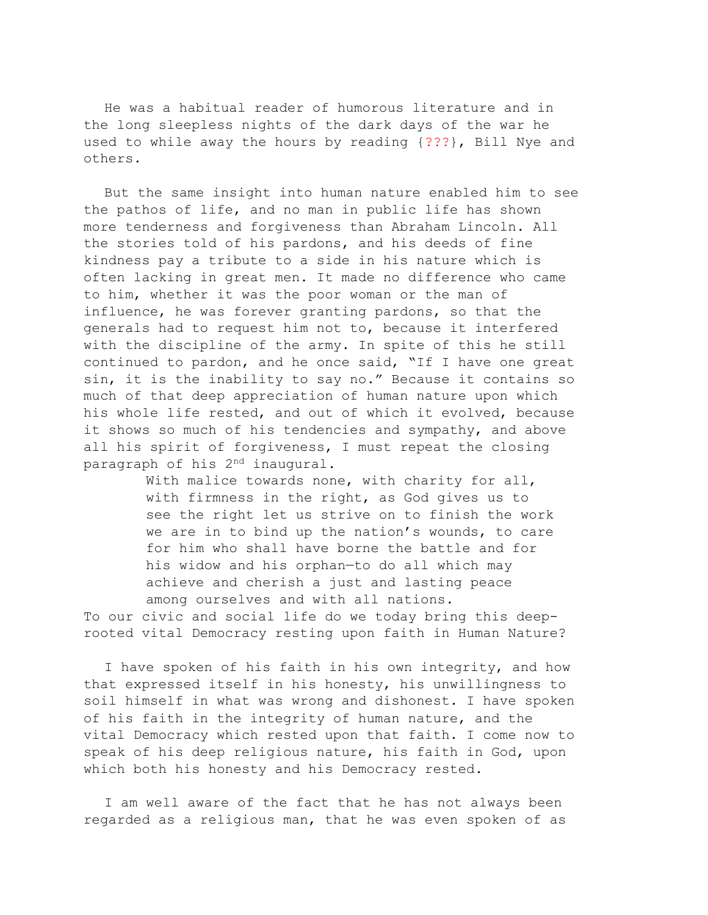He was a habitual reader of humorous literature and in the long sleepless nights of the dark days of the war he used to while away the hours by reading {???}, Bill Nye and others.

But the same insight into human nature enabled him to see the pathos of life, and no man in public life has shown more tenderness and forgiveness than Abraham Lincoln. All the stories told of his pardons, and his deeds of fine kindness pay a tribute to a side in his nature which is often lacking in great men. It made no difference who came to him, whether it was the poor woman or the man of influence, he was forever granting pardons, so that the generals had to request him not to, because it interfered with the discipline of the army. In spite of this he still continued to pardon, and he once said, "If I have one great sin, it is the inability to say no." Because it contains so much of that deep appreciation of human nature upon which his whole life rested, and out of which it evolved, because it shows so much of his tendencies and sympathy, and above all his spirit of forgiveness, I must repeat the closing paragraph of his 2nd inaugural.

> With malice towards none, with charity for all, with firmness in the right, as God gives us to see the right let us strive on to finish the work we are in to bind up the nation's wounds, to care for him who shall have borne the battle and for his widow and his orphan—to do all which may achieve and cherish a just and lasting peace among ourselves and with all nations.

To our civic and social life do we today bring this deep-rooted vital Democracy resting upon faith in Human Nature?

I have spoken of his faith in his own integrity, and how that expressed itself in his honesty, his unwillingness to soil himself in what was wrong and dishonest. I have spoken of his faith in the integrity of human nature, and the vital Democracy which rested upon that faith. I come now to speak of his deep religious nature, his faith in God, upon which both his honesty and his Democracy rested.

I am well aware of the fact that he has not always been regarded as a religious man, that he was even spoken of as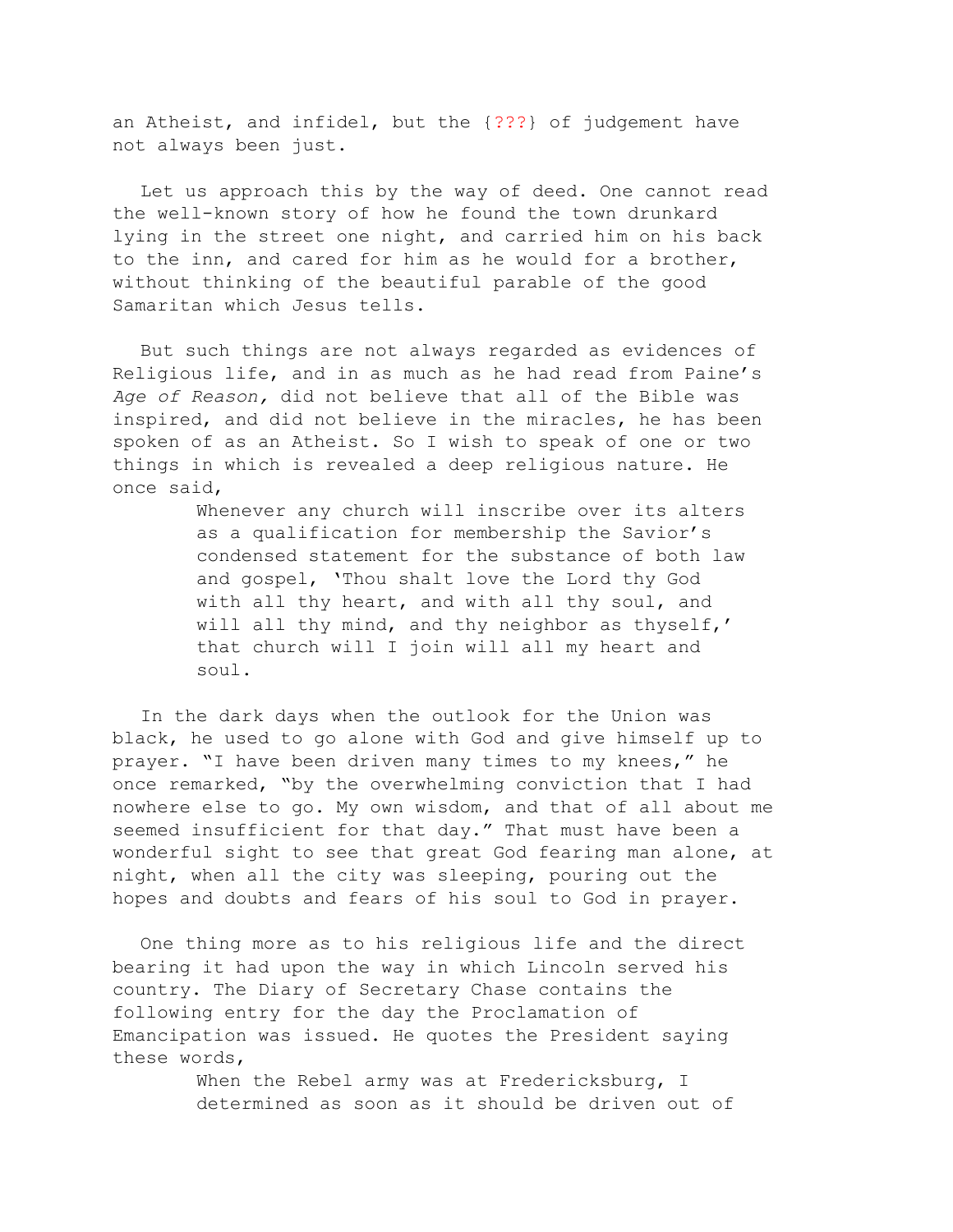an Atheist, and infidel, but the {???} of judgement have not always been just.

Let us approach this by the way of deed. One cannot read the well-known story of how he found the town drunkard lying in the street one night, and carried him on his back to the inn, and cared for him as he would for a brother, without thinking of the beautiful parable of the good Samaritan which Jesus tells.

But such things are not always regarded as evidences of Religious life, and in as much as he had read from Paine's *Age of Reason,* did not believe that all of the Bible was inspired, and did not believe in the miracles, he has been spoken of as an Atheist. So I wish to speak of one or two things in which is revealed a deep religious nature. He once said,

> Whenever any church will inscribe over its alters as a qualification for membership the Savior's condensed statement for the substance of both law and gospel, 'Thou shalt love the Lord thy God with all thy heart, and with all thy soul, and will all thy mind, and thy neighbor as thyself,' that church will I join will all my heart and soul.

In the dark days when the outlook for the Union was black, he used to go alone with God and give himself up to prayer. "I have been driven many times to my knees," he once remarked, "by the overwhelming conviction that I had nowhere else to go. My own wisdom, and that of all about me seemed insufficient for that day." That must have been a wonderful sight to see that great God fearing man alone, at night, when all the city was sleeping, pouring out the hopes and doubts and fears of his soul to God in prayer.

One thing more as to his religious life and the direct bearing it had upon the way in which Lincoln served his country. The Diary of Secretary Chase contains the following entry for the day the Proclamation of Emancipation was issued. He quotes the President saying these words,

> When the Rebel army was at Fredericksburg, I determined as soon as it should be driven out of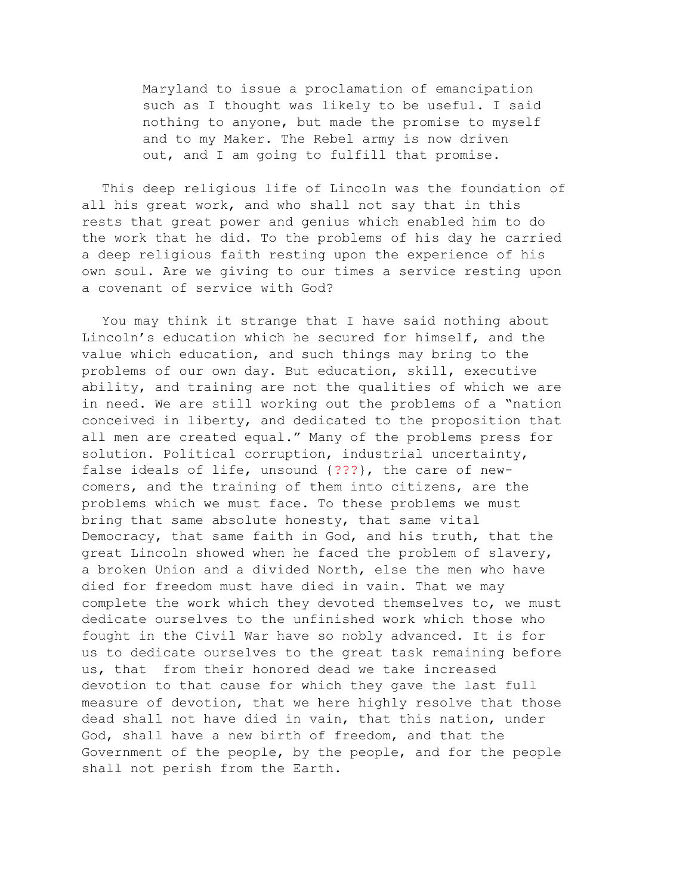> Maryland to issue a proclamation of emancipation such as I thought was likely to be useful. I said nothing to anyone, but made the promise to myself and to my Maker. The Rebel army is now driven out, and I am going to fulfill that promise.

This deep religious life of Lincoln was the foundation of all his great work, and who shall not say that in this rests that great power and genius which enabled him to do the work that he did. To the problems of his day he carried a deep religious faith resting upon the experience of his own soul. Are we giving to our times a service resting upon a covenant of service with God?

You may think it strange that I have said nothing about Lincoln's education which he secured for himself, and the value which education, and such things may bring to the problems of our own day. But education, skill, executive ability, and training are not the qualities of which we are in need. We are still working out the problems of a "nation conceived in liberty, and dedicated to the proposition that all men are created equal." Many of the problems press for solution. Political corruption, industrial uncertainty, false ideals of life, unsound {???}, the care of new-comers, and the training of them into citizens, are the problems which we must face. To these problems we must bring that same absolute honesty, that same vital Democracy, that same faith in God, and his truth, that the great Lincoln showed when he faced the problem of slavery, a broken Union and a divided North, else the men who have died for freedom must have died in vain. That we may complete the work which they devoted themselves to, we must dedicate ourselves to the unfinished work which those who fought in the Civil War have so nobly advanced. It is for us to dedicate ourselves to the great task remaining before us, that from their honored dead we take increased devotion to that cause for which they gave the last full measure of devotion, that we here highly resolve that those dead shall not have died in vain, that this nation, under God, shall have a new birth of freedom, and that the Government of the people, by the people, and for the people shall not perish from the Earth.